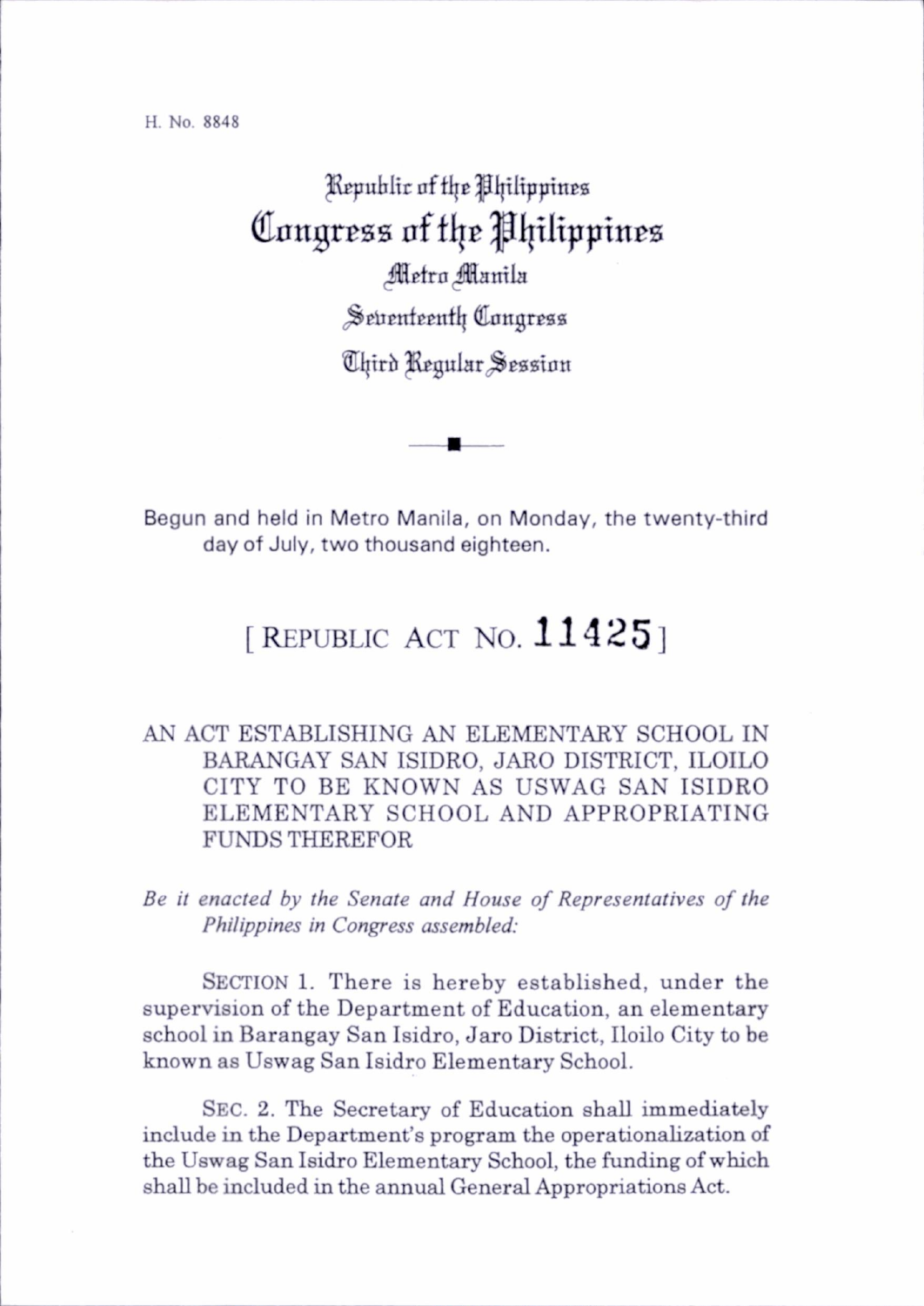H. No. 8848

Republic of the Philippines

# Congress of the Philippines

Metro Manila

Seventeenth Congress

Third Regular Session

Begun and held in Metro Manila, on Monday, the twenty-third day of July, two thousand eighteen.

## [ REPUBLIC ACT NO. 11425 ]

AN ACT ESTABLISHING AN ELEMENTARY SCHOOL IN BARANGAY SAN ISIDRO, JARO DISTRICT, ILOILO CITY TO BE KNOWN AS USWAG SAN ISIDRO ELEMENTARY SCHOOL AND APPROPRIATING FUNDS THEREFOR

*Be it enacted by the Senate and House of Representatives of the Philippines in Congress assembled:*

SECTION 1. There is hereby established, under the supervision of the Department of Education, an elementary school in Barangay San Isidro, Jaro District, Iloilo City to be known as Uswag San Isidro Elementary School.

SEC. 2. The Secretary of Education shall immediately include in the Department's program the operationalization of the Uswag San Isidro Elementary School, the funding of which shall be included in the annual General Appropriations Act.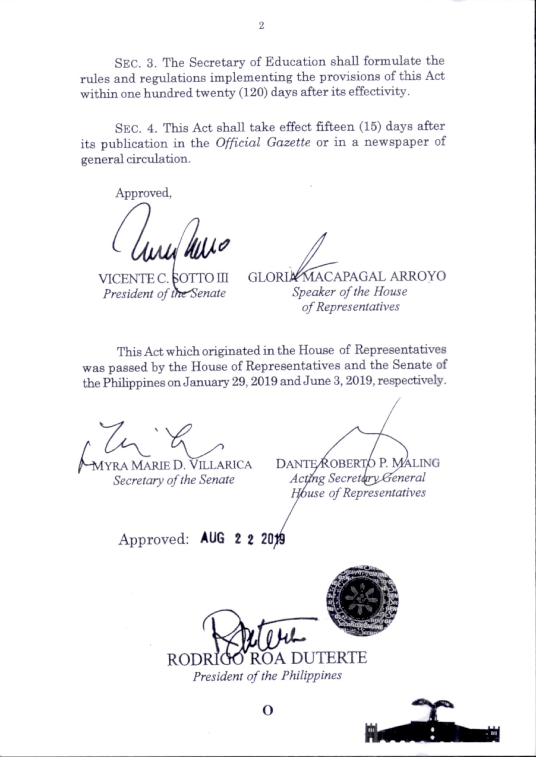SEC. 3. The Secretary of Education shall formulate the rules and regulations implementing the provisions of this Act within one hundred twenty (120) days after its effectivity.

SEC. 4. This Act shall take effect fifteen (15) days after its publication in the *Official Gazette* or in a newspaper of general circulation.

Approved,

VICENTE C. SOTTO III
*President of the Senate*

GLORIA MACAPAGAL ARROYO
*Speaker of the House of Representatives*

This Act which originated in the House of Representatives was passed by the House of Representatives and the Senate of the Philippines on January 29, 2019 and June 3, 2019, respectively.

MYRA MARIE D. VILLARICA
*Secretary of the Senate*

DANTE ROBERTO P. MALING
*Acting Secretary General House of Representatives*

Approved: **AUG 2 2 2019**

RODRIGO ROA DUTERTE
*President of the Philippines*

O